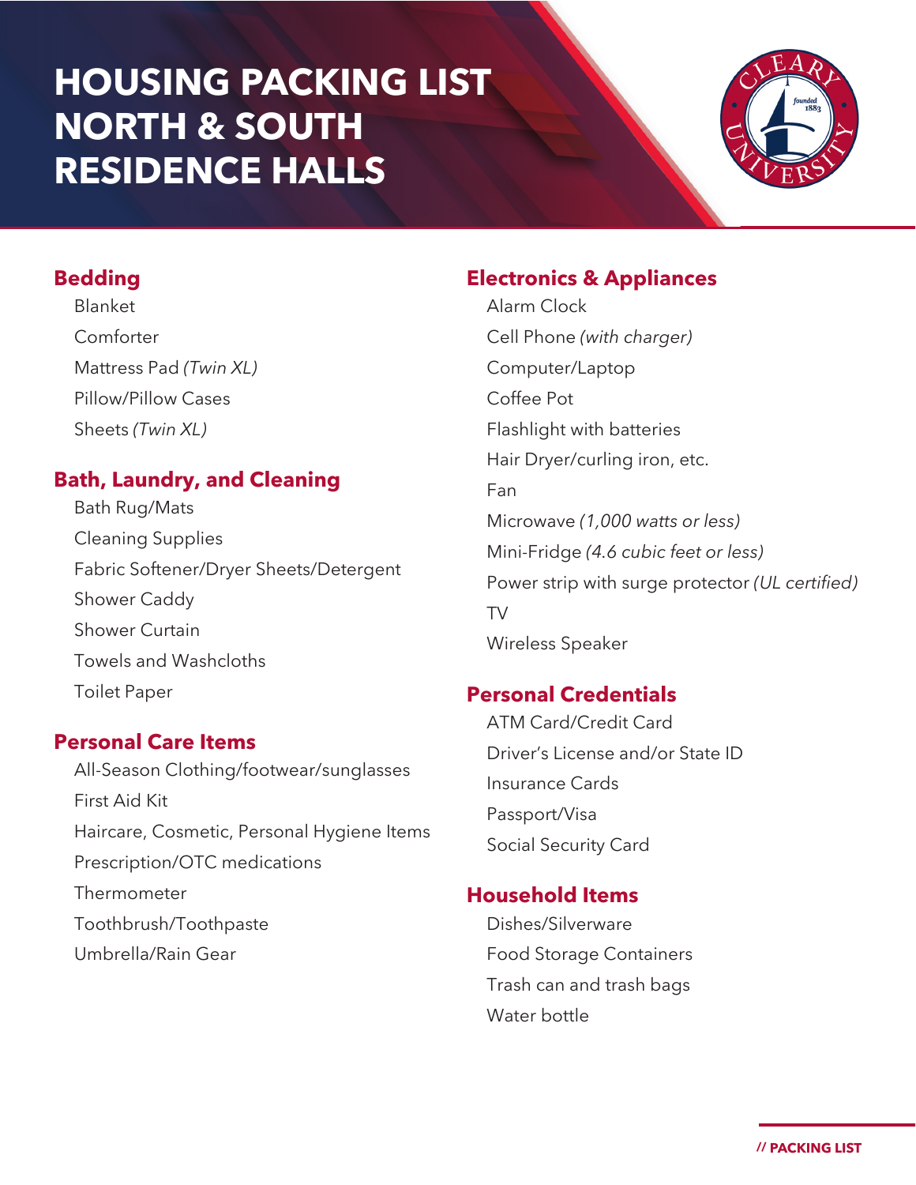# HOUSING PACKING LIST NORTH & SOUTH RESIDENCE HALLS

## Bedding

- Blanket
- Comforter
- Mattress Pad *(Twin XL)*
- Pillow/Pillow Cases
- Sheets *(Twin XL)*

## Bath, Laundry, and Cleaning

- Bath Rug/Mats
- Cleaning Supplies
- Fabric Softener/Dryer Sheets/Detergent
- Shower Caddy
- Shower Curtain
- Towels and Washcloths
- Toilet Paper

## Personal Care Items

- All-Season Clothing/footwear/sunglasses
- First Aid Kit
- Haircare, Cosmetic, Personal Hygiene Items
- Prescription/OTC medications
- Thermometer
- Toothbrush/Toothpaste
- Umbrella/Rain Gear

## Electronics & Appliances

- Alarm Clock
- Cell Phone *(with charger)*
- Computer/Laptop
- Coffee Pot
- Flashlight with batteries
- Hair Dryer/curling iron, etc.
- Fan
- Microwave *(1,000 watts or less)*
- Mini-Fridge *(4.6 cubic feet or less)*
- Power strip with surge protector *(UL certified)*
- TV
- Wireless Speaker

## Personal Credentials

- ATM Card/Credit Card
- Driver's License and/or State ID
- Insurance Cards
- Passport/Visa
- Social Security Card

## Household Items

- Dishes/Silverware
- Food Storage Containers
- Trash can and trash bags
- Water bottle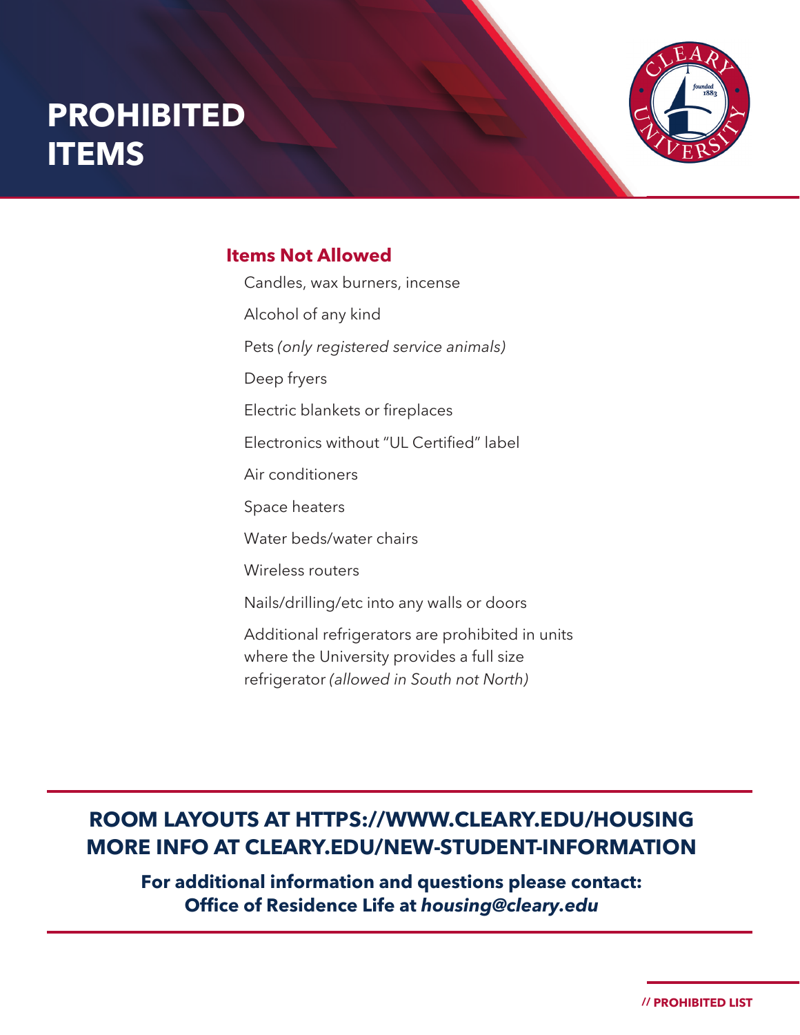# PROHIBITED ITEMS

## Items Not Allowed

- Candles, wax burners, incense
- Alcohol of any kind
- Pets *(only registered service animals)*
- Deep fryers
- Electric blankets or fireplaces
- Electronics without "UL Certified" label
- Air conditioners
- Space heaters
- Water beds/water chairs
- Wireless routers
- Nails/drilling/etc into any walls or doors
- Additional refrigerators are prohibited in units where the University provides a full size refrigerator *(allowed in South not North)*

---

**ROOM LAYOUTS AT HTTPS://WWW.CLEARY.EDU/HOUSING**
**MORE INFO AT CLEARY.EDU/NEW-STUDENT-INFORMATION**

**For additional information and questions please contact:**
**Office of Residence Life at *housing@cleary.edu***

---